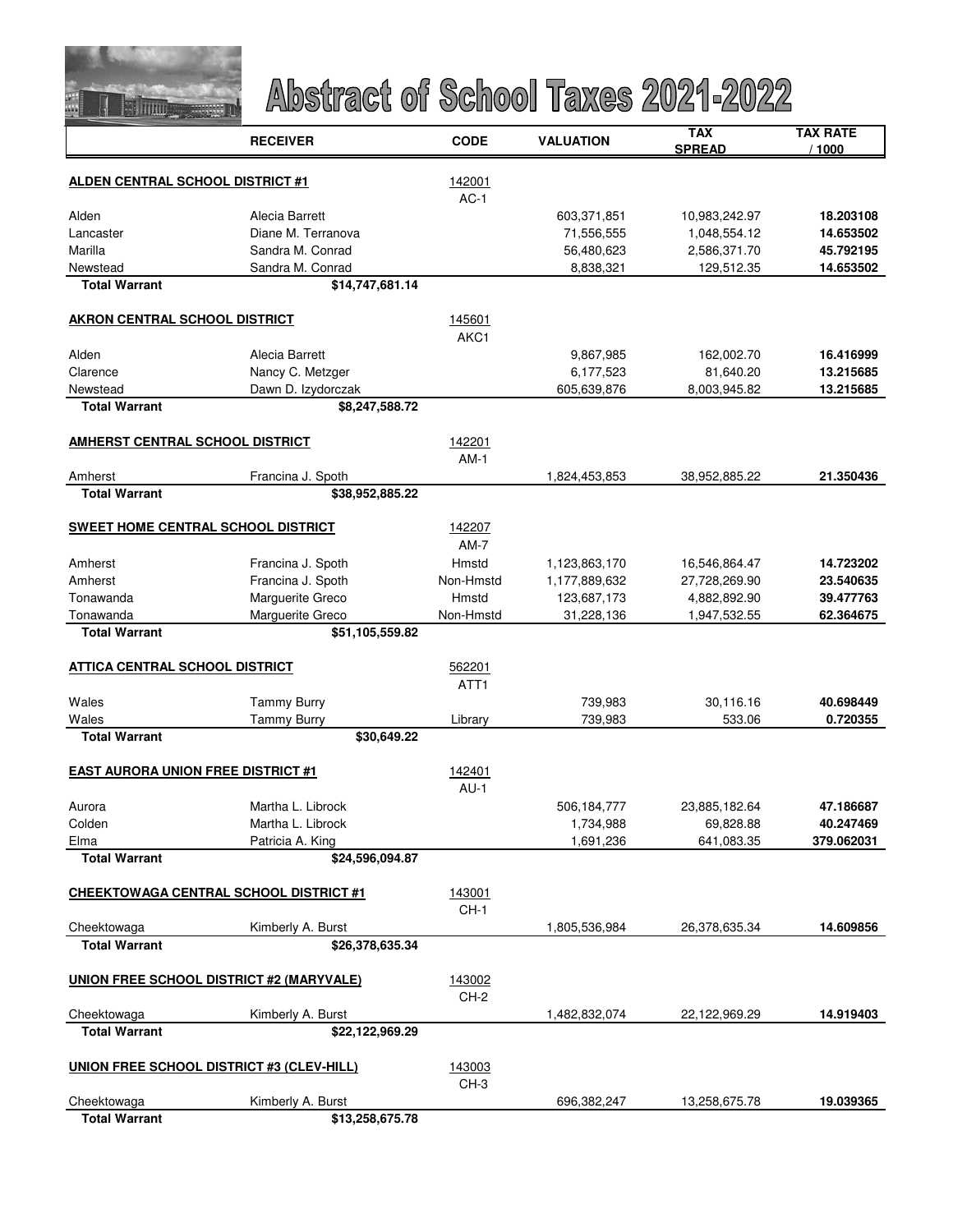# Abstract of School Taxes 2021-2022

| | RECEIVER | CODE | VALUATION | TAX SPREAD | TAX RATE / 1000 |
|---|---|---|---|---|---|
| **ALDEN CENTRAL SCHOOL DISTRICT #1** | | 142001 AC-1 | | | |
| Alden | Alecia Barrett | | 603,371,851 | 10,983,242.97 | **18.203108** |
| Lancaster | Diane M. Terranova | | 71,556,555 | 1,048,554.12 | **14.653502** |
| Marilla | Sandra M. Conrad | | 56,480,623 | 2,586,371.70 | **45.792195** |
| Newstead | Sandra M. Conrad | | 8,838,321 | 129,512.35 | **14.653502** |
| **Total Warrant** | **$14,747,681.14** | | | | |
| **AKRON CENTRAL SCHOOL DISTRICT** | | 145601 AKC1 | | | |
| Alden | Alecia Barrett | | 9,867,985 | 162,002.70 | **16.416999** |
| Clarence | Nancy C. Metzger | | 6,177,523 | 81,640.20 | **13.215685** |
| Newstead | Dawn D. Izydorczak | | 605,639,876 | 8,003,945.82 | **13.215685** |
| **Total Warrant** | **$8,247,588.72** | | | | |
| **AMHERST CENTRAL SCHOOL DISTRICT** | | 142201 AM-1 | | | |
| Amherst | Francina J. Spoth | | 1,824,453,853 | 38,952,885.22 | **21.350436** |
| **Total Warrant** | **$38,952,885.22** | | | | |
| **SWEET HOME CENTRAL SCHOOL DISTRICT** | | 142207 AM-7 | | | |
| Amherst | Francina J. Spoth | Hmstd | 1,123,863,170 | 16,546,864.47 | **14.723202** |
| Amherst | Francina J. Spoth | Non-Hmstd | 1,177,889,632 | 27,728,269.90 | **23.540635** |
| Tonawanda | Marguerite Greco | Hmstd | 123,687,173 | 4,882,892.90 | **39.477763** |
| Tonawanda | Marguerite Greco | Non-Hmstd | 31,228,136 | 1,947,532.55 | **62.364675** |
| **Total Warrant** | **$51,105,559.82** | | | | |
| **ATTICA CENTRAL SCHOOL DISTRICT** | | 562201 ATT1 | | | |
| Wales | Tammy Burry | | 739,983 | 30,116.16 | **40.698449** |
| Wales | Tammy Burry | Library | 739,983 | 533.06 | **0.720355** |
| **Total Warrant** | **$30,649.22** | | | | |
| **EAST AURORA UNION FREE DISTRICT #1** | | 142401 AU-1 | | | |
| Aurora | Martha L. Librock | | 506,184,777 | 23,885,182.64 | **47.186687** |
| Colden | Martha L. Librock | | 1,734,988 | 69,828.88 | **40.247469** |
| Elma | Patricia A. King | | 1,691,236 | 641,083.35 | **379.062031** |
| **Total Warrant** | **$24,596,094.87** | | | | |
| **CHEEKTOWAGA CENTRAL SCHOOL DISTRICT #1** | | 143001 CH-1 | | | |
| Cheektowaga | Kimberly A. Burst | | 1,805,536,984 | 26,378,635.34 | **14.609856** |
| **Total Warrant** | **$26,378,635.34** | | | | |
| **UNION FREE SCHOOL DISTRICT #2 (MARYVALE)** | | 143002 CH-2 | | | |
| Cheektowaga | Kimberly A. Burst | | 1,482,832,074 | 22,122,969.29 | **14.919403** |
| **Total Warrant** | **$22,122,969.29** | | | | |
| **UNION FREE SCHOOL DISTRICT #3 (CLEV-HILL)** | | 143003 CH-3 | | | |
| Cheektowaga | Kimberly A. Burst | | 696,382,247 | 13,258,675.78 | **19.039365** |
| **Total Warrant** | **$13,258,675.78** | | | | |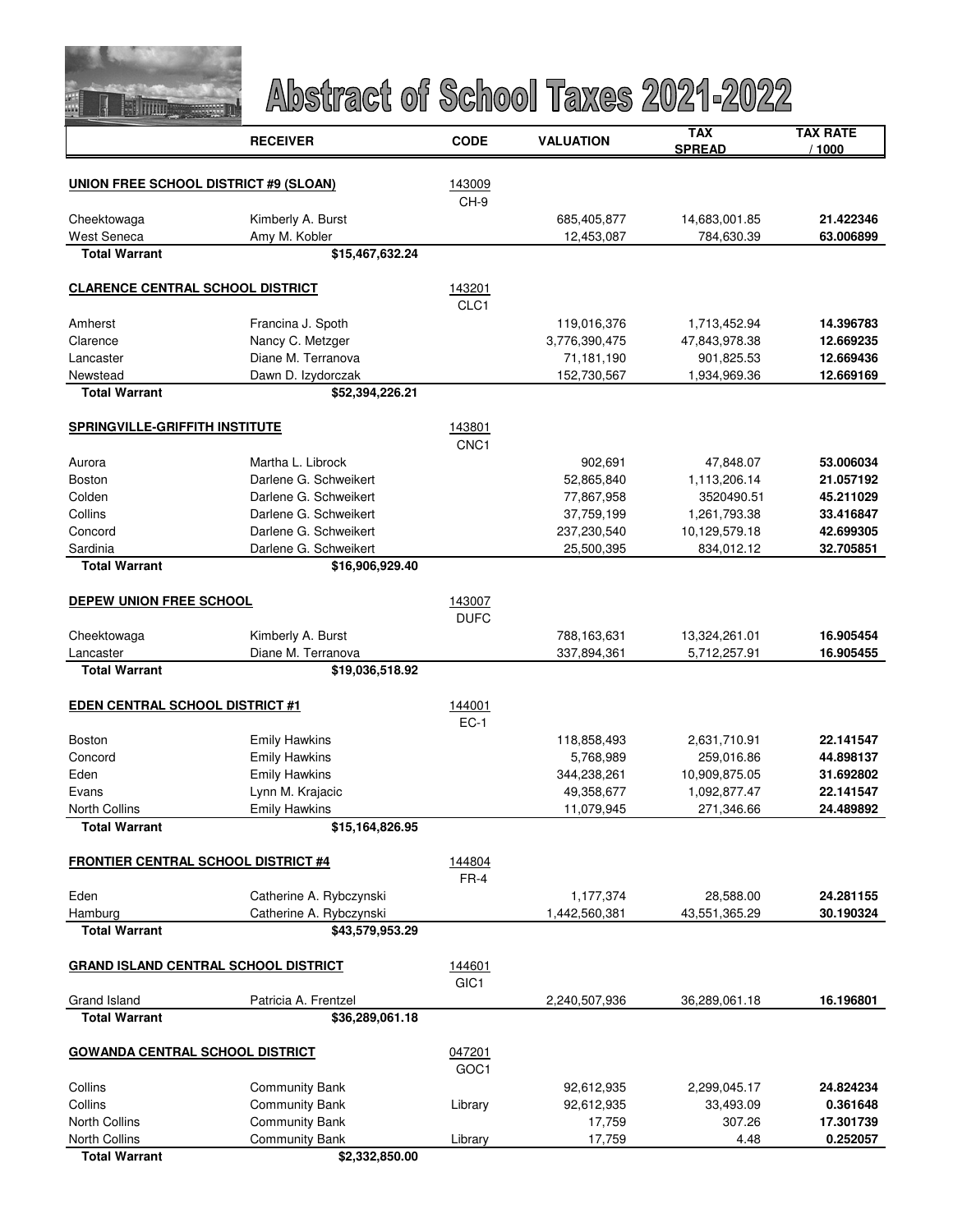# Abstract of School Taxes 2021-2022

| | RECEIVER | CODE | VALUATION | TAX SPREAD | TAX RATE / 1000 |
|---|---|---|---|---|---|
| **UNION FREE SCHOOL DISTRICT #9 (SLOAN)** | | 143009 | | | |
| | | CH-9 | | | |
| Cheektowaga | Kimberly A. Burst | | 685,405,877 | 14,683,001.85 | **21.422346** |
| West Seneca | Amy M. Kobler | | 12,453,087 | 784,630.39 | **63.006899** |
| **Total Warrant** | **$15,467,632.24** | | | | |
| **CLARENCE CENTRAL SCHOOL DISTRICT** | | 143201 | | | |
| | | CLC1 | | | |
| Amherst | Francina J. Spoth | | 119,016,376 | 1,713,452.94 | **14.396783** |
| Clarence | Nancy C. Metzger | | 3,776,390,475 | 47,843,978.38 | **12.669235** |
| Lancaster | Diane M. Terranova | | 71,181,190 | 901,825.53 | **12.669436** |
| Newstead | Dawn D. Izydorczak | | 152,730,567 | 1,934,969.36 | **12.669169** |
| **Total Warrant** | **$52,394,226.21** | | | | |
| **SPRINGVILLE-GRIFFITH INSTITUTE** | | 143801 | | | |
| | | CNC1 | | | |
| Aurora | Martha L. Librock | | 902,691 | 47,848.07 | **53.006034** |
| Boston | Darlene G. Schweikert | | 52,865,840 | 1,113,206.14 | **21.057192** |
| Colden | Darlene G. Schweikert | | 77,867,958 | 3520490.51 | **45.211029** |
| Collins | Darlene G. Schweikert | | 37,759,199 | 1,261,793.38 | **33.416847** |
| Concord | Darlene G. Schweikert | | 237,230,540 | 10,129,579.18 | **42.699305** |
| Sardinia | Darlene G. Schweikert | | 25,500,395 | 834,012.12 | **32.705851** |
| **Total Warrant** | **$16,906,929.40** | | | | |
| **DEPEW UNION FREE SCHOOL** | | 143007 | | | |
| | | DUFC | | | |
| Cheektowaga | Kimberly A. Burst | | 788,163,631 | 13,324,261.01 | **16.905454** |
| Lancaster | Diane M. Terranova | | 337,894,361 | 5,712,257.91 | **16.905455** |
| **Total Warrant** | **$19,036,518.92** | | | | |
| **EDEN CENTRAL SCHOOL DISTRICT #1** | | 144001 | | | |
| | | EC-1 | | | |
| Boston | Emily Hawkins | | 118,858,493 | 2,631,710.91 | **22.141547** |
| Concord | Emily Hawkins | | 5,768,989 | 259,016.86 | **44.898137** |
| Eden | Emily Hawkins | | 344,238,261 | 10,909,875.05 | **31.692802** |
| Evans | Lynn M. Krajacic | | 49,358,677 | 1,092,877.47 | **22.141547** |
| North Collins | Emily Hawkins | | 11,079,945 | 271,346.66 | **24.489892** |
| **Total Warrant** | **$15,164,826.95** | | | | |
| **FRONTIER CENTRAL SCHOOL DISTRICT #4** | | 144804 | | | |
| | | FR-4 | | | |
| Eden | Catherine A. Rybczynski | | 1,177,374 | 28,588.00 | **24.281155** |
| Hamburg | Catherine A. Rybczynski | | 1,442,560,381 | 43,551,365.29 | **30.190324** |
| **Total Warrant** | **$43,579,953.29** | | | | |
| **GRAND ISLAND CENTRAL SCHOOL DISTRICT** | | 144601 | | | |
| | | GIC1 | | | |
| Grand Island | Patricia A. Frentzel | | 2,240,507,936 | 36,289,061.18 | **16.196801** |
| **Total Warrant** | **$36,289,061.18** | | | | |
| **GOWANDA CENTRAL SCHOOL DISTRICT** | | 047201 | | | |
| | | GOC1 | | | |
| Collins | Community Bank | | 92,612,935 | 2,299,045.17 | **24.824234** |
| Collins | Community Bank | Library | 92,612,935 | 33,493.09 | **0.361648** |
| North Collins | Community Bank | | 17,759 | 307.26 | **17.301739** |
| North Collins | Community Bank | Library | 17,759 | 4.48 | **0.252057** |
| **Total Warrant** | **$2,332,850.00** | | | | |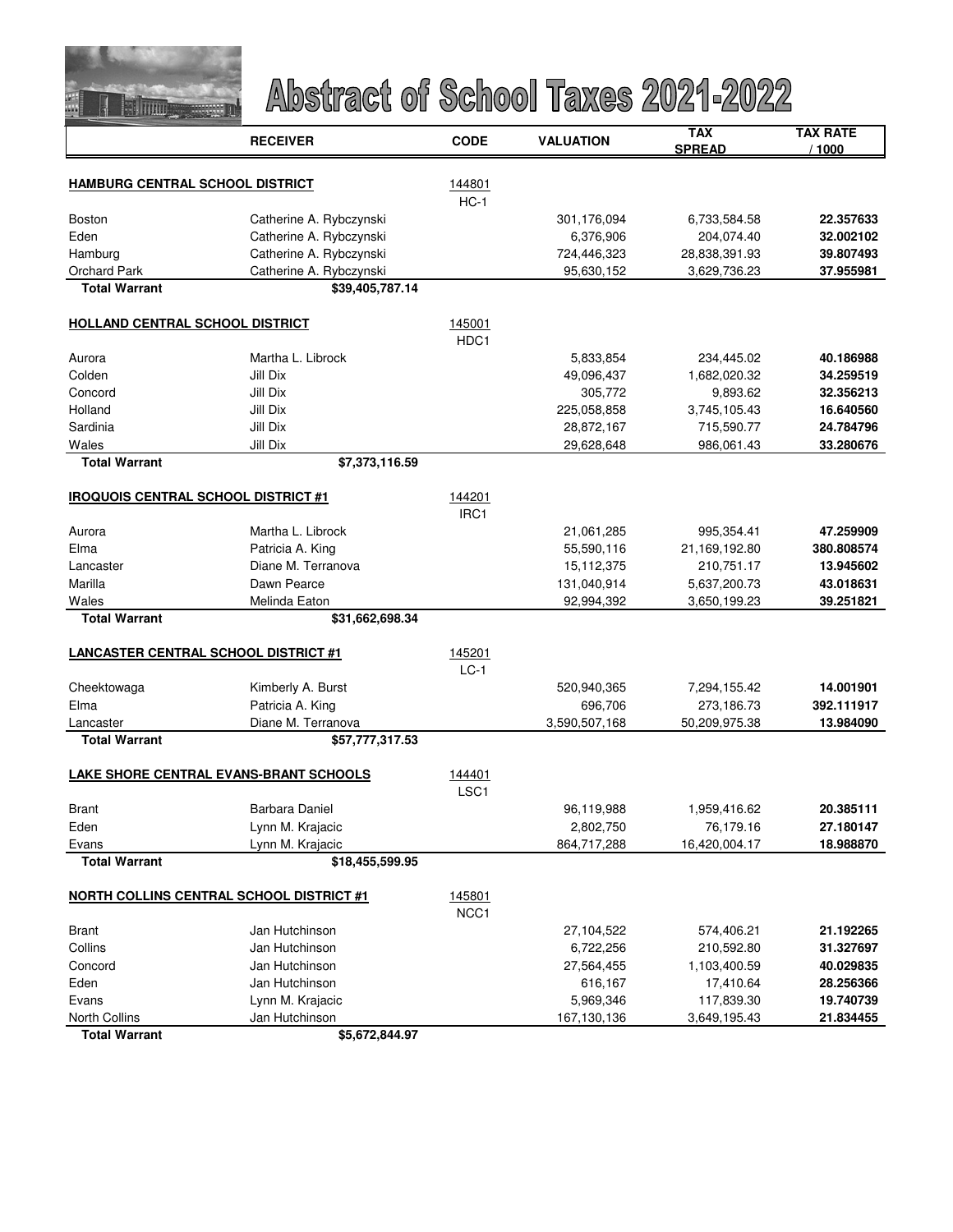# Abstract of School Taxes 2021-2022

| | RECEIVER | CODE | VALUATION | TAX SPREAD | TAX RATE / 1000 |
|---|---|---|---|---|---|
| **HAMBURG CENTRAL SCHOOL DISTRICT** | | 144801 | | | |
| | | HC-1 | | | |
| Boston | Catherine A. Rybczynski | | 301,176,094 | 6,733,584.58 | **22.357633** |
| Eden | Catherine A. Rybczynski | | 6,376,906 | 204,074.40 | **32.002102** |
| Hamburg | Catherine A. Rybczynski | | 724,446,323 | 28,838,391.93 | **39.807493** |
| Orchard Park | Catherine A. Rybczynski | | 95,630,152 | 3,629,736.23 | **37.955981** |
| **Total Warrant** | **$39,405,787.14** | | | | |
| **HOLLAND CENTRAL SCHOOL DISTRICT** | | 145001 | | | |
| | | HDC1 | | | |
| Aurora | Martha L. Librock | | 5,833,854 | 234,445.02 | **40.186988** |
| Colden | Jill Dix | | 49,096,437 | 1,682,020.32 | **34.259519** |
| Concord | Jill Dix | | 305,772 | 9,893.62 | **32.356213** |
| Holland | Jill Dix | | 225,058,858 | 3,745,105.43 | **16.640560** |
| Sardinia | Jill Dix | | 28,872,167 | 715,590.77 | **24.784796** |
| Wales | Jill Dix | | 29,628,648 | 986,061.43 | **33.280676** |
| **Total Warrant** | **$7,373,116.59** | | | | |
| **IROQUOIS CENTRAL SCHOOL DISTRICT #1** | | 144201 | | | |
| | | IRC1 | | | |
| Aurora | Martha L. Librock | | 21,061,285 | 995,354.41 | **47.259909** |
| Elma | Patricia A. King | | 55,590,116 | 21,169,192.80 | **380.808574** |
| Lancaster | Diane M. Terranova | | 15,112,375 | 210,751.17 | **13.945602** |
| Marilla | Dawn Pearce | | 131,040,914 | 5,637,200.73 | **43.018631** |
| Wales | Melinda Eaton | | 92,994,392 | 3,650,199.23 | **39.251821** |
| **Total Warrant** | **$31,662,698.34** | | | | |
| **LANCASTER CENTRAL SCHOOL DISTRICT #1** | | 145201 | | | |
| | | LC-1 | | | |
| Cheektowaga | Kimberly A. Burst | | 520,940,365 | 7,294,155.42 | **14.001901** |
| Elma | Patricia A. King | | 696,706 | 273,186.73 | **392.111917** |
| Lancaster | Diane M. Terranova | | 3,590,507,168 | 50,209,975.38 | **13.984090** |
| **Total Warrant** | **$57,777,317.53** | | | | |
| **LAKE SHORE CENTRAL EVANS-BRANT SCHOOLS** | | 144401 | | | |
| | | LSC1 | | | |
| Brant | Barbara Daniel | | 96,119,988 | 1,959,416.62 | **20.385111** |
| Eden | Lynn M. Krajacic | | 2,802,750 | 76,179.16 | **27.180147** |
| Evans | Lynn M. Krajacic | | 864,717,288 | 16,420,004.17 | **18.988870** |
| **Total Warrant** | **$18,455,599.95** | | | | |
| **NORTH COLLINS CENTRAL SCHOOL DISTRICT #1** | | 145801 | | | |
| | | NCC1 | | | |
| Brant | Jan Hutchinson | | 27,104,522 | 574,406.21 | **21.192265** |
| Collins | Jan Hutchinson | | 6,722,256 | 210,592.80 | **31.327697** |
| Concord | Jan Hutchinson | | 27,564,455 | 1,103,400.59 | **40.029835** |
| Eden | Jan Hutchinson | | 616,167 | 17,410.64 | **28.256366** |
| Evans | Lynn M. Krajacic | | 5,969,346 | 117,839.30 | **19.740739** |
| North Collins | Jan Hutchinson | | 167,130,136 | 3,649,195.43 | **21.834455** |
| **Total Warrant** | **$5,672,844.97** | | | | |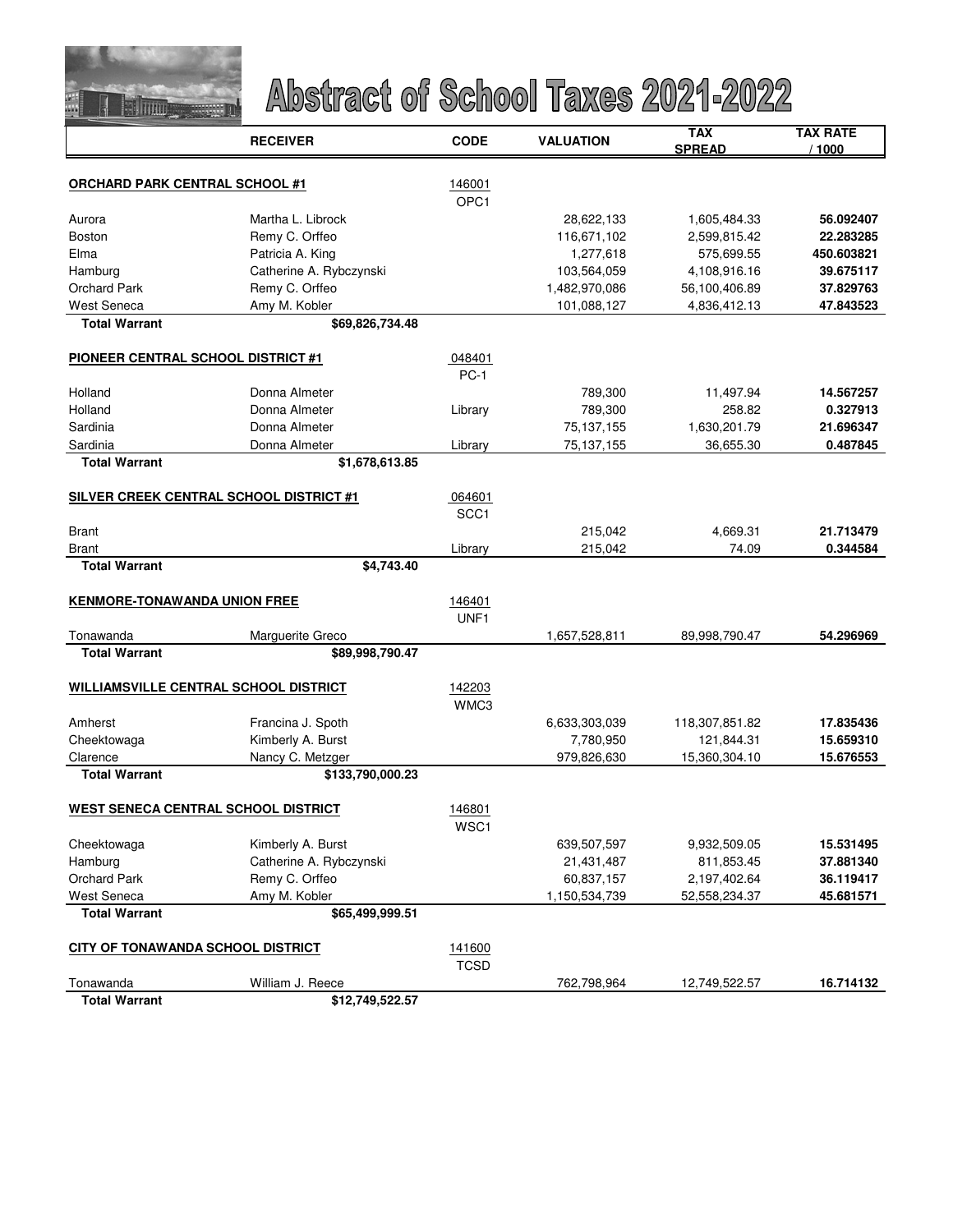# Abstract of School Taxes 2021-2022

| | RECEIVER | CODE | VALUATION | TAX SPREAD | TAX RATE / 1000 |
|---|---|---|---|---|---|
| **ORCHARD PARK CENTRAL SCHOOL #1** | | 146001 OPC1 | | | |
| Aurora | Martha L. Librock | | 28,622,133 | 1,605,484.33 | **56.092407** |
| Boston | Remy C. Orffeo | | 116,671,102 | 2,599,815.42 | **22.283285** |
| Elma | Patricia A. King | | 1,277,618 | 575,699.55 | **450.603821** |
| Hamburg | Catherine A. Rybczynski | | 103,564,059 | 4,108,916.16 | **39.675117** |
| Orchard Park | Remy C. Orffeo | | 1,482,970,086 | 56,100,406.89 | **37.829763** |
| West Seneca | Amy M. Kobler | | 101,088,127 | 4,836,412.13 | **47.843523** |
| **Total Warrant** | **$69,826,734.48** | | | | |
| **PIONEER CENTRAL SCHOOL DISTRICT #1** | | 048401 PC-1 | | | |
| Holland | Donna Almeter | | 789,300 | 11,497.94 | **14.567257** |
| Holland | Donna Almeter | Library | 789,300 | 258.82 | **0.327913** |
| Sardinia | Donna Almeter | | 75,137,155 | 1,630,201.79 | **21.696347** |
| Sardinia | Donna Almeter | Library | 75,137,155 | 36,655.30 | **0.487845** |
| **Total Warrant** | **$1,678,613.85** | | | | |
| **SILVER CREEK CENTRAL SCHOOL DISTRICT #1** | | 064601 SCC1 | | | |
| Brant | | | 215,042 | 4,669.31 | **21.713479** |
| Brant | | Library | 215,042 | 74.09 | **0.344584** |
| **Total Warrant** | **$4,743.40** | | | | |
| **KENMORE-TONAWANDA UNION FREE** | | 146401 UNF1 | | | |
| Tonawanda | Marguerite Greco | | 1,657,528,811 | 89,998,790.47 | **54.296969** |
| **Total Warrant** | **$89,998,790.47** | | | | |
| **WILLIAMSVILLE CENTRAL SCHOOL DISTRICT** | | 142203 WMC3 | | | |
| Amherst | Francina J. Spoth | | 6,633,303,039 | 118,307,851.82 | **17.835436** |
| Cheektowaga | Kimberly A. Burst | | 7,780,950 | 121,844.31 | **15.659310** |
| Clarence | Nancy C. Metzger | | 979,826,630 | 15,360,304.10 | **15.676553** |
| **Total Warrant** | **$133,790,000.23** | | | | |
| **WEST SENECA CENTRAL SCHOOL DISTRICT** | | 146801 WSC1 | | | |
| Cheektowaga | Kimberly A. Burst | | 639,507,597 | 9,932,509.05 | **15.531495** |
| Hamburg | Catherine A. Rybczynski | | 21,431,487 | 811,853.45 | **37.881340** |
| Orchard Park | Remy C. Orffeo | | 60,837,157 | 2,197,402.64 | **36.119417** |
| West Seneca | Amy M. Kobler | | 1,150,534,739 | 52,558,234.37 | **45.681571** |
| **Total Warrant** | **$65,499,999.51** | | | | |
| **CITY OF TONAWANDA SCHOOL DISTRICT** | | 141600 TCSD | | | |
| Tonawanda | William J. Reece | | 762,798,964 | 12,749,522.57 | **16.714132** |
| **Total Warrant** | **$12,749,522.57** | | | | |